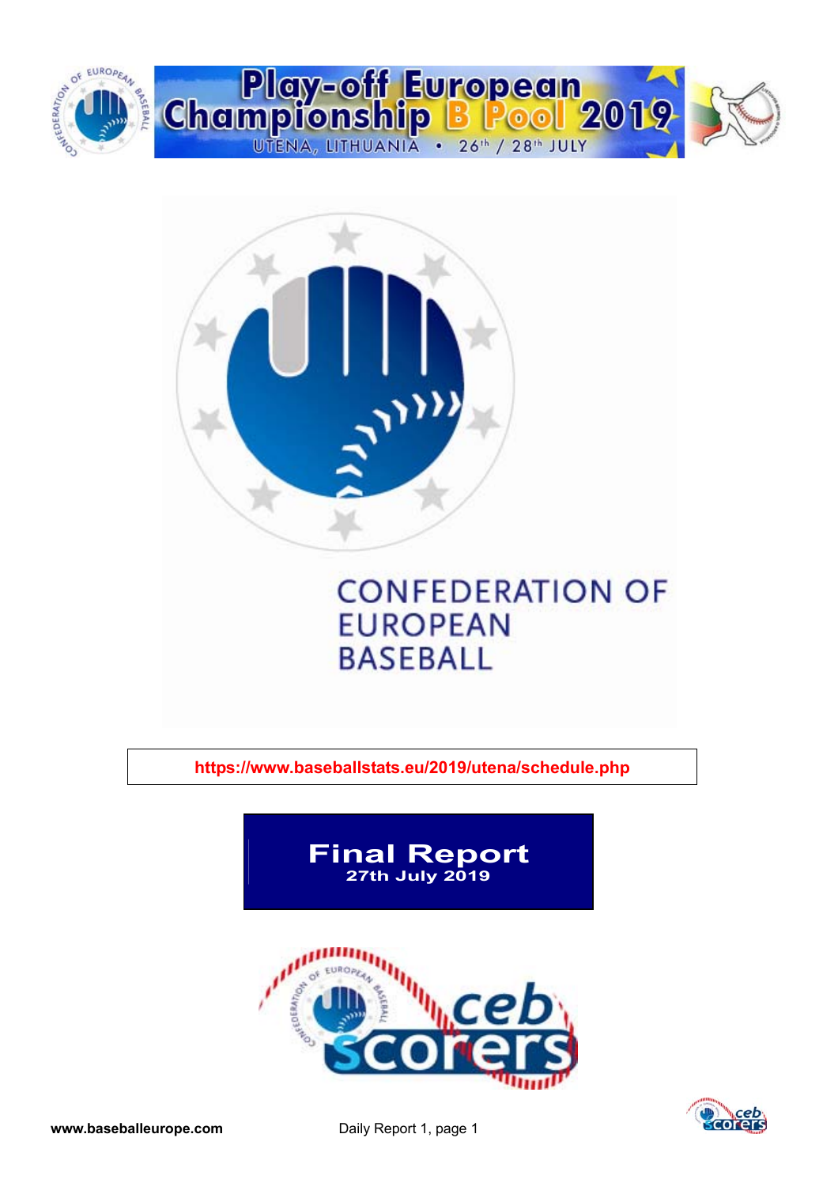# Play-off European Championship B Pool 2019

UTENA, LITHUANIA • 26th / 28th JULY

CONFEDERATION OF EUROPEAN BASEBALL

https://www.baseballstats.eu/2019/utena/schedule.php

## Final Report

**27th July 2019**

www.baseballeurope.com

Daily Report 1, page 1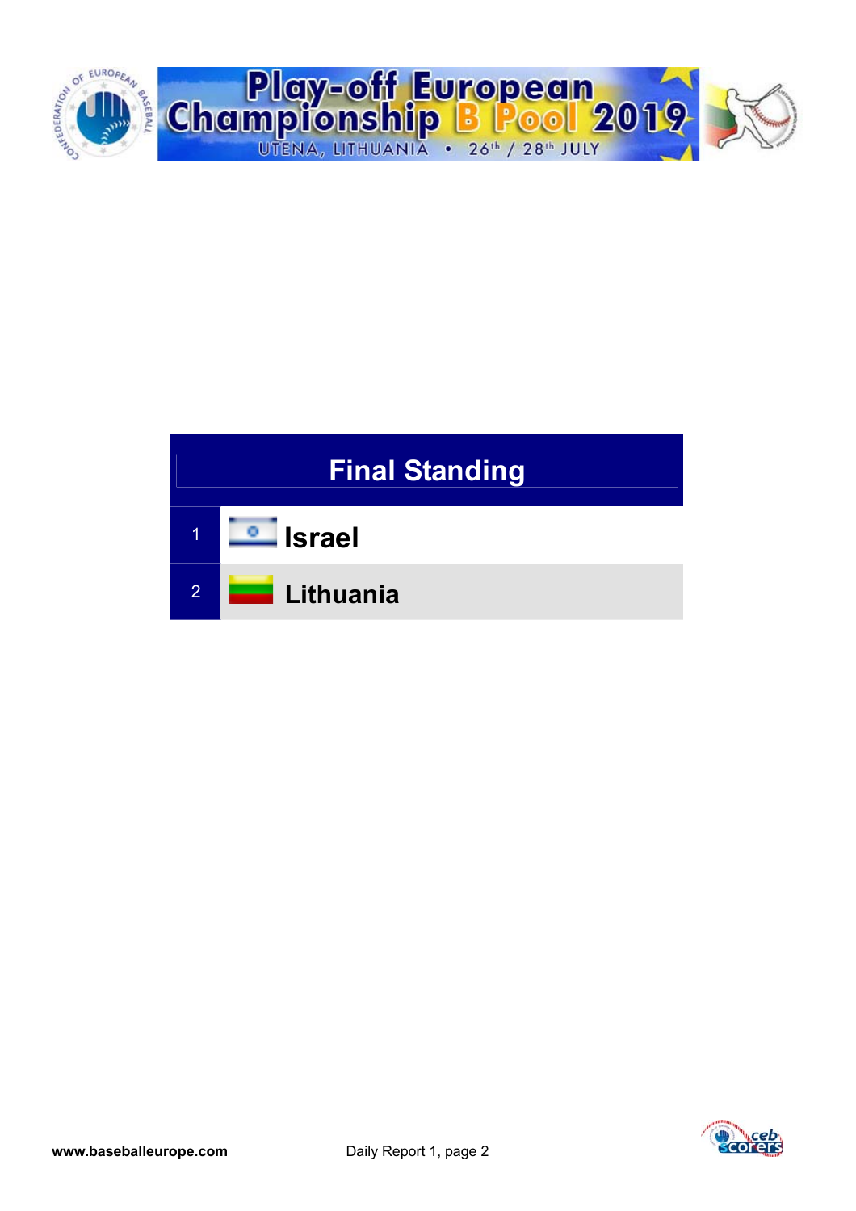# Final Standing

| | |
|---|---|
| 1 | Israel |
| 2 | Lithuania |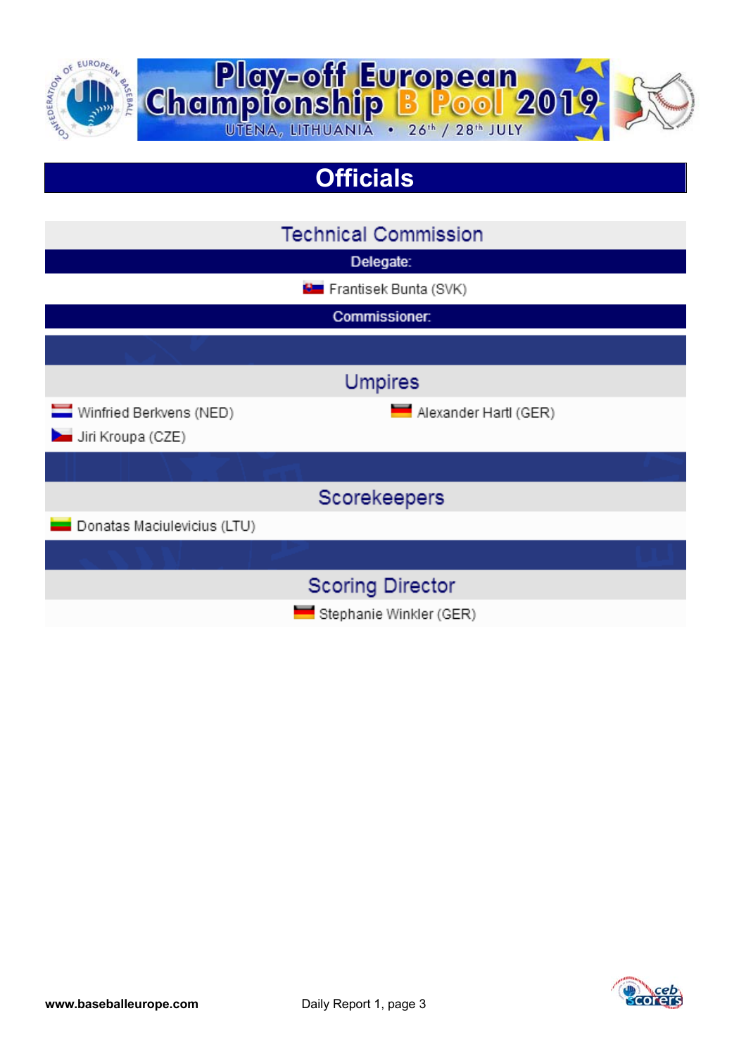# Play-off European Championship B Pool 2019

UTENA, LITHUANIA • 26th / 28th JULY

## Officials

### Technical Commission

**Delegate:**

Frantisek Bunta (SVK)

**Commissioner:**

### Umpires

Winfried Berkvens (NED)

Alexander Hartl (GER)

Jiri Kroupa (CZE)

### Scorekeepers

Donatas Maciulevicius (LTU)

### Scoring Director

Stephanie Winkler (GER)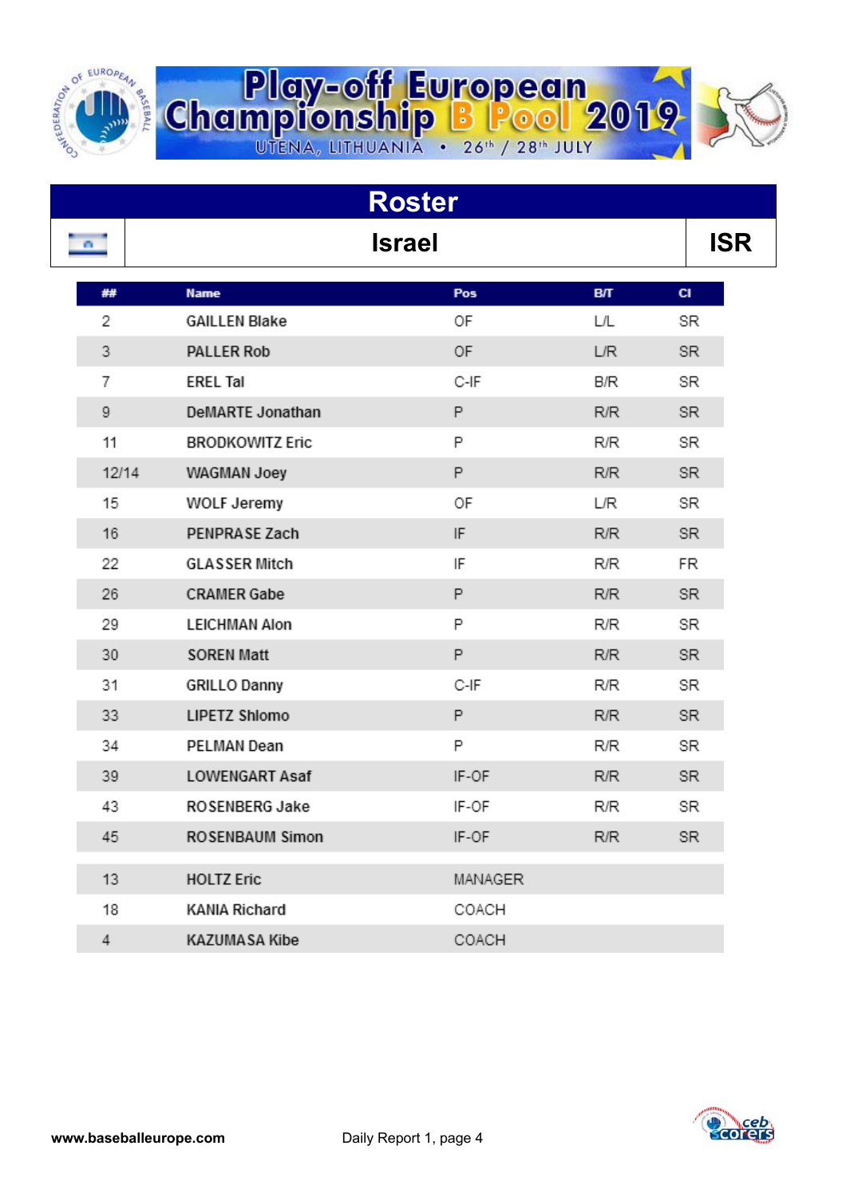# Play-off European Championship B Pool 2019

UTENA, LITHUANIA • 26th / 28th JULY

## Roster

| | Israel | ISR |
|---|---|---|

| ## | Name | Pos | B/T | Cl |
|---|---|---|---|---|
| 2 | GAILLEN Blake | OF | L/L | SR |
| 3 | PALLER Rob | OF | L/R | SR |
| 7 | EREL Tal | C-IF | B/R | SR |
| 9 | DeMARTE Jonathan | P | R/R | SR |
| 11 | BRODKOWITZ Eric | P | R/R | SR |
| 12/14 | WAGMAN Joey | P | R/R | SR |
| 15 | WOLF Jeremy | OF | L/R | SR |
| 16 | PENPRASE Zach | IF | R/R | SR |
| 22 | GLASSER Mitch | IF | R/R | FR |
| 26 | CRAMER Gabe | P | R/R | SR |
| 29 | LEICHMAN Alon | P | R/R | SR |
| 30 | SOREN Matt | P | R/R | SR |
| 31 | GRILLO Danny | C-IF | R/R | SR |
| 33 | LIPETZ Shlomo | P | R/R | SR |
| 34 | PELMAN Dean | P | R/R | SR |
| 39 | LOWENGART Asaf | IF-OF | R/R | SR |
| 43 | ROSENBERG Jake | IF-OF | R/R | SR |
| 45 | ROSENBAUM Simon | IF-OF | R/R | SR |
| 13 | HOLTZ Eric | MANAGER | | |
| 18 | KANIA Richard | COACH | | |
| 4 | KAZUMASA Kibe | COACH | | |

www.baseballeurope.com

Daily Report 1, page 4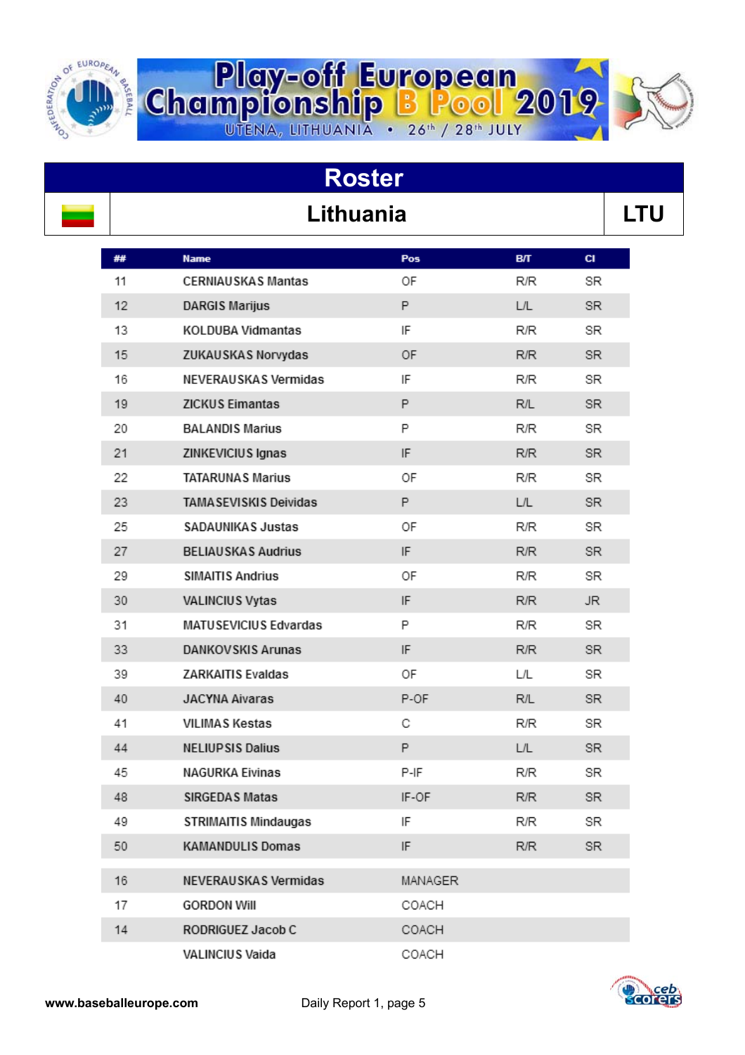# Play-off European Championship B Pool 2019

UTENA, LITHUANIA • 26th / 28th JULY

## Roster

## Lithuania — LTU

| ## | Name | Pos | B/T | Cl |
|---|---|---|---|---|
| 11 | CERNIAUSKAS Mantas | OF | R/R | SR |
| 12 | DARGIS Marijus | P | L/L | SR |
| 13 | KOLDUBA Vidmantas | IF | R/R | SR |
| 15 | ZUKAUSKAS Norvydas | OF | R/R | SR |
| 16 | NEVERAUSKAS Vermidas | IF | R/R | SR |
| 19 | ZICKUS Eimantas | P | R/L | SR |
| 20 | BALANDIS Marius | P | R/R | SR |
| 21 | ZINKEVICIUS Ignas | IF | R/R | SR |
| 22 | TATARUNAS Marius | OF | R/R | SR |
| 23 | TAMASEVISKIS Deividas | P | L/L | SR |
| 25 | SADAUNIKAS Justas | OF | R/R | SR |
| 27 | BELIAUSKAS Audrius | IF | R/R | SR |
| 29 | SIMAITIS Andrius | OF | R/R | SR |
| 30 | VALINCIUS Vytas | IF | R/R | JR |
| 31 | MATUSEVICIUS Edvardas | P | R/R | SR |
| 33 | DANKOVSKIS Arunas | IF | R/R | SR |
| 39 | ZARKAITIS Evaldas | OF | L/L | SR |
| 40 | JACYNA Aivaras | P-OF | R/L | SR |
| 41 | VILIMAS Kestas | C | R/R | SR |
| 44 | NELIUPSIS Dalius | P | L/L | SR |
| 45 | NAGURKA Eivinas | P-IF | R/R | SR |
| 48 | SIRGEDAS Matas | IF-OF | R/R | SR |
| 49 | STRIMAITIS Mindaugas | IF | R/R | SR |
| 50 | KAMANDULIS Domas | IF | R/R | SR |
| 16 | NEVERAUSKAS Vermidas | MANAGER | | |
| 17 | GORDON Will | COACH | | |
| 14 | RODRIGUEZ Jacob C | COACH | | |
| | VALINCIUS Vaida | COACH | | |

www.baseballeurope.com — Daily Report 1, page 5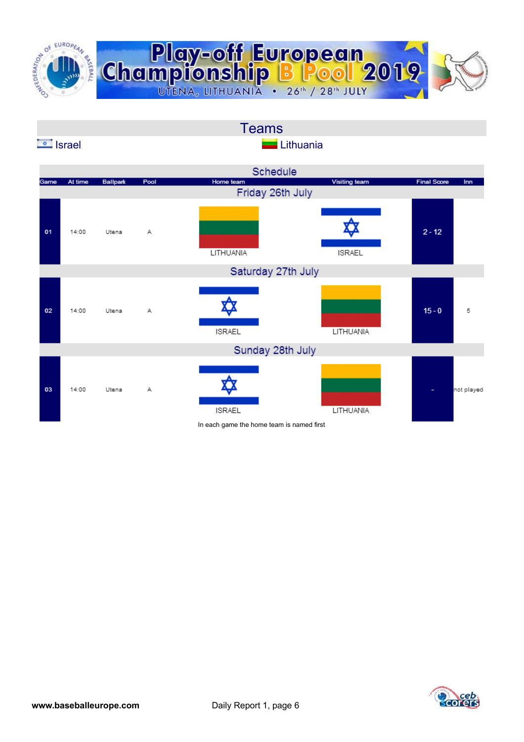# Play-off European Championship B Pool 2019

UTENA, LITHUANIA • 26th / 28th JULY

## Teams

Israel | Lithuania

## Schedule

| Game | At time | Ballpark | Pool | Home team | Visiting team | Final Score | Inn |
|---|---|---|---|---|---|---|---|
| **Friday 26th July** | | | | | | | |
| 01 | 14:00 | Utena | A | LITHUANIA | ISRAEL | 2 - 12 | |
| **Saturday 27th July** | | | | | | | |
| 02 | 14:00 | Utena | A | ISRAEL | LITHUANIA | 15 - 0 | 5 |
| **Sunday 28th July** | | | | | | | |
| 03 | 14:00 | Utena | A | ISRAEL | LITHUANIA | - | not played |

In each game the home team is named first

www.baseballeurope.com

Daily Report 1, page 6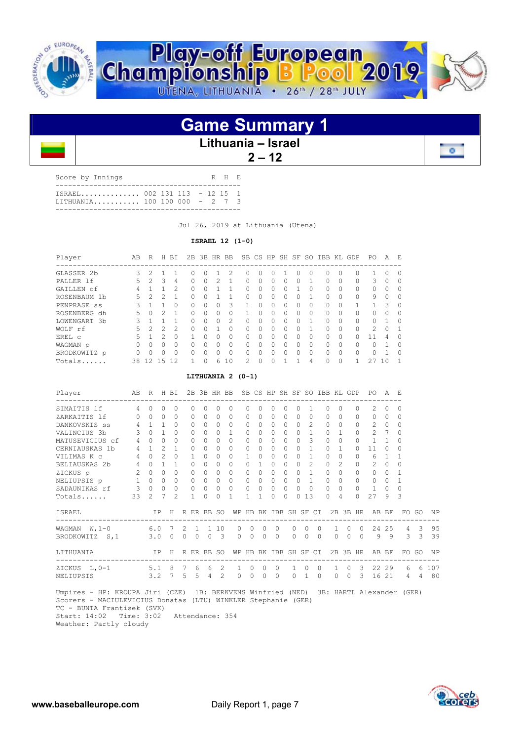# Play-off European Championship B Pool 2019

UTENA, LITHUANIA • 26th / 28th JULY

## Game Summary 1

**Lithuania – Israel**

**2 – 12**

Score by Innings

| | | | | R | H | E |
|---|---|---|---|---|---|---|
| ISRAEL.............. | 002 | 131 | 113 | 12 | 15 | 1 |
| LITHUANIA........... | 100 | 100 | 000 | 2 | 7 | 3 |

Jul 26, 2019 at Lithuania (Utena)

**ISRAEL 12 (1-0)**

| Player | AB | R | H | BI | 2B | 3B | HR | BB | SB | CS | HP | SH | SF | SO | IBB | KL | GDP | PO | A | E |
|---|---|---|---|---|---|---|---|---|---|---|---|---|---|---|---|---|---|---|---|---|
| GLASSER 2b | 3 | 2 | 1 | 1 | 0 | 0 | 1 | 2 | 0 | 0 | 0 | 1 | 0 | 0 | 0 | 0 | 0 | 1 | 0 | 0 |
| PALLER lf | 5 | 2 | 3 | 4 | 0 | 0 | 2 | 1 | 0 | 0 | 0 | 0 | 0 | 1 | 0 | 0 | 0 | 3 | 0 | 0 |
| GAILLEN cf | 4 | 1 | 1 | 2 | 0 | 0 | 1 | 1 | 0 | 0 | 0 | 0 | 1 | 0 | 0 | 0 | 0 | 0 | 0 | 0 |
| ROSENBAUM 1b | 5 | 2 | 2 | 1 | 0 | 0 | 1 | 1 | 0 | 0 | 0 | 0 | 0 | 1 | 0 | 0 | 0 | 9 | 0 | 0 |
| PENPRASE ss | 3 | 1 | 1 | 0 | 0 | 0 | 0 | 3 | 1 | 0 | 0 | 0 | 0 | 0 | 0 | 0 | 1 | 1 | 3 | 0 |
| ROSENBERG dh | 5 | 0 | 2 | 1 | 0 | 0 | 0 | 0 | 1 | 0 | 0 | 0 | 0 | 0 | 0 | 0 | 0 | 0 | 0 | 0 |
| LOWENGART 3b | 3 | 1 | 1 | 1 | 0 | 0 | 0 | 2 | 0 | 0 | 0 | 0 | 0 | 1 | 0 | 0 | 0 | 0 | 1 | 0 |
| WOLF rf | 5 | 2 | 2 | 2 | 0 | 0 | 1 | 0 | 0 | 0 | 0 | 0 | 0 | 1 | 0 | 0 | 0 | 2 | 0 | 1 |
| EREL c | 5 | 1 | 2 | 0 | 1 | 0 | 0 | 0 | 0 | 0 | 0 | 0 | 0 | 0 | 0 | 0 | 0 | 11 | 4 | 0 |
| WAGMAN p | 0 | 0 | 0 | 0 | 0 | 0 | 0 | 0 | 0 | 0 | 0 | 0 | 0 | 0 | 0 | 0 | 0 | 0 | 1 | 0 |
| BRODKOWITZ p | 0 | 0 | 0 | 0 | 0 | 0 | 0 | 0 | 0 | 0 | 0 | 0 | 0 | 0 | 0 | 0 | 0 | 0 | 1 | 0 |
| Totals...... | 38 | 12 | 15 | 12 | 1 | 0 | 6 | 10 | 2 | 0 | 0 | 1 | 1 | 4 | 0 | 0 | 1 | 27 | 10 | 1 |

**LITHUANIA 2 (0-1)**

| Player | AB | R | H | BI | 2B | 3B | HR | BB | SB | CS | HP | SH | SF | SO | IBB | KL | GDP | PO | A | E |
|---|---|---|---|---|---|---|---|---|---|---|---|---|---|---|---|---|---|---|---|---|
| SIMAITIS lf | 4 | 0 | 0 | 0 | 0 | 0 | 0 | 0 | 0 | 0 | 0 | 0 | 0 | 1 | 0 | 0 | 0 | 2 | 0 | 0 |
| ZARKAITIS lf | 0 | 0 | 0 | 0 | 0 | 0 | 0 | 0 | 0 | 0 | 0 | 0 | 0 | 0 | 0 | 0 | 0 | 0 | 0 | 0 |
| DANKOVSKIS ss | 4 | 1 | 1 | 0 | 0 | 0 | 0 | 0 | 0 | 0 | 0 | 0 | 0 | 2 | 0 | 0 | 0 | 2 | 0 | 0 |
| VALINCIUS 3b | 3 | 0 | 1 | 0 | 0 | 0 | 0 | 1 | 0 | 0 | 0 | 0 | 0 | 1 | 0 | 1 | 0 | 2 | 7 | 0 |
| MATUSEVICIUS cf | 4 | 0 | 0 | 0 | 0 | 0 | 0 | 0 | 0 | 0 | 0 | 0 | 0 | 3 | 0 | 0 | 0 | 1 | 1 | 0 |
| CERNIAUSKAS 1b | 4 | 1 | 2 | 1 | 0 | 0 | 0 | 0 | 0 | 0 | 0 | 0 | 0 | 1 | 0 | 1 | 0 | 11 | 0 | 0 |
| VILIMAS K c | 4 | 0 | 2 | 0 | 1 | 0 | 0 | 0 | 1 | 0 | 0 | 0 | 0 | 1 | 0 | 0 | 0 | 6 | 1 | 1 |
| BELIAUSKAS 2b | 4 | 0 | 1 | 1 | 0 | 0 | 0 | 0 | 0 | 1 | 0 | 0 | 0 | 2 | 0 | 2 | 0 | 2 | 0 | 0 |
| ZICKUS p | 2 | 0 | 0 | 0 | 0 | 0 | 0 | 0 | 0 | 0 | 0 | 0 | 0 | 1 | 0 | 0 | 0 | 0 | 0 | 1 |
| NELIUPSIS p | 1 | 0 | 0 | 0 | 0 | 0 | 0 | 0 | 0 | 0 | 0 | 0 | 0 | 1 | 0 | 0 | 0 | 0 | 0 | 1 |
| SADAUNIKAS rf | 3 | 0 | 0 | 0 | 0 | 0 | 0 | 0 | 0 | 0 | 0 | 0 | 0 | 0 | 0 | 0 | 0 | 1 | 0 | 0 |
| Totals...... | 33 | 2 | 7 | 2 | 1 | 0 | 0 | 1 | 1 | 1 | 0 | 0 | 0 | 13 | 0 | 4 | 0 | 27 | 9 | 3 |

| ISRAEL | IP | H | R | ER | BB | SO | WP | HB | BK | IBB | SH | SF | CI | 2B | 3B | HR | AB | BF | FO | GO | NP |
|---|---|---|---|---|---|---|---|---|---|---|---|---|---|---|---|---|---|---|---|---|---|
| WAGMAN W,1-0 | 6.0 | 7 | 2 | 1 | 1 | 10 | 0 | 0 | 0 | 0 | 0 | 0 | 0 | 1 | 0 | 0 | 24 | 25 | 4 | 3 | 95 |
| BRODKOWITZ S,1 | 3.0 | 0 | 0 | 0 | 0 | 3 | 0 | 0 | 0 | 0 | 0 | 0 | 0 | 0 | 0 | 0 | 9 | 9 | 3 | 3 | 39 |

| LITHUANIA | IP | H | R | ER | BB | SO | WP | HB | BK | IBB | SH | SF | CI | 2B | 3B | HR | AB | BF | FO | GO | NP |
|---|---|---|---|---|---|---|---|---|---|---|---|---|---|---|---|---|---|---|---|---|---|
| ZICKUS L,0-1 | 5.1 | 8 | 7 | 6 | 6 | 2 | 1 | 0 | 0 | 0 | 1 | 0 | 0 | 1 | 0 | 3 | 22 | 29 | 6 | 6 | 107 |
| NELIUPSIS | 3.2 | 7 | 5 | 5 | 4 | 2 | 0 | 0 | 0 | 0 | 0 | 1 | 0 | 0 | 0 | 3 | 16 | 21 | 4 | 4 | 80 |

Umpires - HP: KROUPA Jiri (CZE) 1B: BERKVENS Winfried (NED) 3B: HARTL Alexander (GER)
Scorers - MACIULEVICIUS Donatas (LTU) WINKLER Stephanie (GER)
TC - BUNTA Frantisek (SVK)
Start: 14:02 Time: 3:02 Attendance: 354
Weather: Partly cloudy

www.baseballeurope.com

Daily Report 1, page 7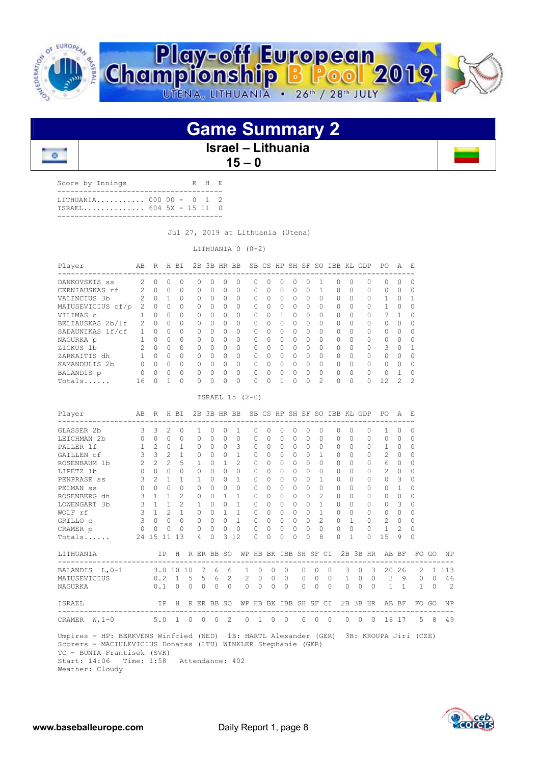# Play-off European Championship B Pool 2019

UTENA, LITHUANIA • 26th / 28th JULY

## Game Summary 2

### Israel – Lithuania

### 15 – 0

| Score by Innings | | R | H | E |
|---|---|---|---|---|
| LITHUANIA | 000 00 - | 0 | 1 | 2 |
| ISRAEL | 604 5X - | 15 | 11 | 0 |

Jul 27, 2019 at Lithuania (Utena)

LITHUANIA 0 (0-2)

| Player | AB | R | H | BI | 2B | 3B | HR | BB | SB | CS | HP | SH | SF | SO | IBB | KL | GDP | PO | A | E |
|---|---|---|---|---|---|---|---|---|---|---|---|---|---|---|---|---|---|---|---|---|
| DANKOVSKIS ss | 2 | 0 | 0 | 0 | 0 | 0 | 0 | 0 | 0 | 0 | 0 | 0 | 0 | 1 | 0 | 0 | 0 | 0 | 0 | 0 |
| CERNIAUSKAS rf | 2 | 0 | 0 | 0 | 0 | 0 | 0 | 0 | 0 | 0 | 0 | 0 | 0 | 1 | 0 | 0 | 0 | 0 | 0 | 0 |
| VALINCIUS 3b | 2 | 0 | 1 | 0 | 0 | 0 | 0 | 0 | 0 | 0 | 0 | 0 | 0 | 0 | 0 | 0 | 0 | 1 | 0 | 1 |
| MATUSEVICIUS cf/p | 2 | 0 | 0 | 0 | 0 | 0 | 0 | 0 | 0 | 0 | 0 | 0 | 0 | 0 | 0 | 0 | 0 | 1 | 0 | 0 |
| VILIMAS c | 1 | 0 | 0 | 0 | 0 | 0 | 0 | 0 | 0 | 0 | 1 | 0 | 0 | 0 | 0 | 0 | 0 | 7 | 1 | 0 |
| BELIAUSKAS 2b/lf | 2 | 0 | 0 | 0 | 0 | 0 | 0 | 0 | 0 | 0 | 0 | 0 | 0 | 0 | 0 | 0 | 0 | 0 | 0 | 0 |
| SADAUNIKAS lf/cf | 1 | 0 | 0 | 0 | 0 | 0 | 0 | 0 | 0 | 0 | 0 | 0 | 0 | 0 | 0 | 0 | 0 | 0 | 0 | 0 |
| NAGURKA p | 1 | 0 | 0 | 0 | 0 | 0 | 0 | 0 | 0 | 0 | 0 | 0 | 0 | 0 | 0 | 0 | 0 | 0 | 0 | 0 |
| ZICKUS 1b | 2 | 0 | 0 | 0 | 0 | 0 | 0 | 0 | 0 | 0 | 0 | 0 | 0 | 0 | 0 | 0 | 0 | 3 | 0 | 1 |
| ZARKAITIS dh | 1 | 0 | 0 | 0 | 0 | 0 | 0 | 0 | 0 | 0 | 0 | 0 | 0 | 0 | 0 | 0 | 0 | 0 | 0 | 0 |
| KAMANDULIS 2b | 0 | 0 | 0 | 0 | 0 | 0 | 0 | 0 | 0 | 0 | 0 | 0 | 0 | 0 | 0 | 0 | 0 | 0 | 0 | 0 |
| BALANDIS p | 0 | 0 | 0 | 0 | 0 | 0 | 0 | 0 | 0 | 0 | 0 | 0 | 0 | 0 | 0 | 0 | 0 | 0 | 1 | 0 |
| Totals...... | 16 | 0 | 1 | 0 | 0 | 0 | 0 | 0 | 0 | 0 | 1 | 0 | 0 | 2 | 0 | 0 | 0 | 12 | 2 | 2 |

ISRAEL 15 (2-0)

| Player | AB | R | H | BI | 2B | 3B | HR | BB | SB | CS | HP | SH | SF | SO | IBB | KL | GDP | PO | A | E |
|---|---|---|---|---|---|---|---|---|---|---|---|---|---|---|---|---|---|---|---|---|
| GLASSER 2b | 3 | 3 | 2 | 0 | 1 | 0 | 0 | 1 | 0 | 0 | 0 | 0 | 0 | 0 | 0 | 0 | 0 | 1 | 0 | 0 |
| LEICHMAN 2b | 0 | 0 | 0 | 0 | 0 | 0 | 0 | 0 | 0 | 0 | 0 | 0 | 0 | 0 | 0 | 0 | 0 | 0 | 0 | 0 |
| PALLER lf | 1 | 2 | 0 | 1 | 0 | 0 | 0 | 3 | 0 | 0 | 0 | 0 | 0 | 0 | 0 | 0 | 0 | 1 | 0 | 0 |
| GAILLEN cf | 3 | 3 | 2 | 1 | 0 | 0 | 0 | 1 | 0 | 0 | 0 | 0 | 0 | 1 | 0 | 0 | 0 | 2 | 0 | 0 |
| ROSENBAUM 1b | 2 | 2 | 2 | 5 | 1 | 0 | 1 | 2 | 0 | 0 | 0 | 0 | 0 | 0 | 0 | 0 | 0 | 6 | 0 | 0 |
| LIPETZ 1b | 0 | 0 | 0 | 0 | 0 | 0 | 0 | 0 | 0 | 0 | 0 | 0 | 0 | 0 | 0 | 0 | 0 | 2 | 0 | 0 |
| PENPRASE ss | 3 | 2 | 1 | 1 | 1 | 0 | 0 | 1 | 0 | 0 | 0 | 0 | 0 | 1 | 0 | 0 | 0 | 0 | 3 | 0 |
| PELMAN ss | 0 | 0 | 0 | 0 | 0 | 0 | 0 | 0 | 0 | 0 | 0 | 0 | 0 | 0 | 0 | 0 | 0 | 0 | 1 | 0 |
| ROSENBERG dh | 3 | 1 | 1 | 2 | 0 | 0 | 1 | 1 | 0 | 0 | 0 | 0 | 0 | 2 | 0 | 0 | 0 | 0 | 0 | 0 |
| LOWENGART 3b | 3 | 1 | 1 | 2 | 1 | 0 | 0 | 1 | 0 | 0 | 0 | 0 | 0 | 1 | 0 | 0 | 0 | 0 | 3 | 0 |
| WOLF rf | 3 | 1 | 2 | 1 | 0 | 0 | 1 | 1 | 0 | 0 | 0 | 0 | 0 | 1 | 0 | 0 | 0 | 0 | 0 | 0 |
| GRILLO c | 3 | 0 | 0 | 0 | 0 | 0 | 0 | 1 | 0 | 0 | 0 | 0 | 0 | 2 | 0 | 1 | 0 | 2 | 0 | 0 |
| CRAMER p | 0 | 0 | 0 | 0 | 0 | 0 | 0 | 0 | 0 | 0 | 0 | 0 | 0 | 0 | 0 | 0 | 0 | 1 | 2 | 0 |
| Totals...... | 24 | 15 | 11 | 13 | 4 | 0 | 3 | 12 | 0 | 0 | 0 | 0 | 0 | 8 | 0 | 1 | 0 | 15 | 9 | 0 |

| LITHUANIA | IP | H | R | ER | BB | SO | WP | HB | BK | IBB | SH | SF | CI | 2B | 3B | HR | AB | BF | FO | GO | NP |
|---|---|---|---|---|---|---|---|---|---|---|---|---|---|---|---|---|---|---|---|---|---|
| BALANDIS L,0-1 | 3.0 | 10 | 10 | 7 | 6 | 6 | 1 | 0 | 0 | 0 | 0 | 0 | 0 | 3 | 0 | 3 | 20 | 26 | 2 | 1 | 113 |
| MATUSEVICIUS | 0.2 | 1 | 5 | 5 | 6 | 2 | 2 | 0 | 0 | 0 | 0 | 0 | 0 | 1 | 0 | 0 | 3 | 9 | 0 | 0 | 46 |
| NAGURKA | 0.1 | 0 | 0 | 0 | 0 | 0 | 0 | 0 | 0 | 0 | 0 | 0 | 0 | 0 | 0 | 0 | 1 | 1 | 1 | 0 | 2 |

| ISRAEL | IP | H | R | ER | BB | SO | WP | HB | BK | IBB | SH | SF | CI | 2B | 3B | HR | AB | BF | FO | GO | NP |
|---|---|---|---|---|---|---|---|---|---|---|---|---|---|---|---|---|---|---|---|---|---|
| CRAMER W,1-0 | 5.0 | 1 | 0 | 0 | 0 | 2 | 0 | 1 | 0 | 0 | 0 | 0 | 0 | 0 | 0 | 0 | 16 | 17 | 5 | 8 | 49 |

Umpires - HP: BERKVENS Winfried (NED) 1B: HARTL Alexander (GER) 3B: KROUPA Jiri (CZE)
Scorers - MACIULEVICIUS Donatas (LTU) WINKLER Stephanie (GER)
TC - BUNTA Frantisek (SVK)
Start: 14:06 Time: 1:58 Attendance: 402
Weather: Cloudy

www.baseballeurope.com

Daily Report 1, page 8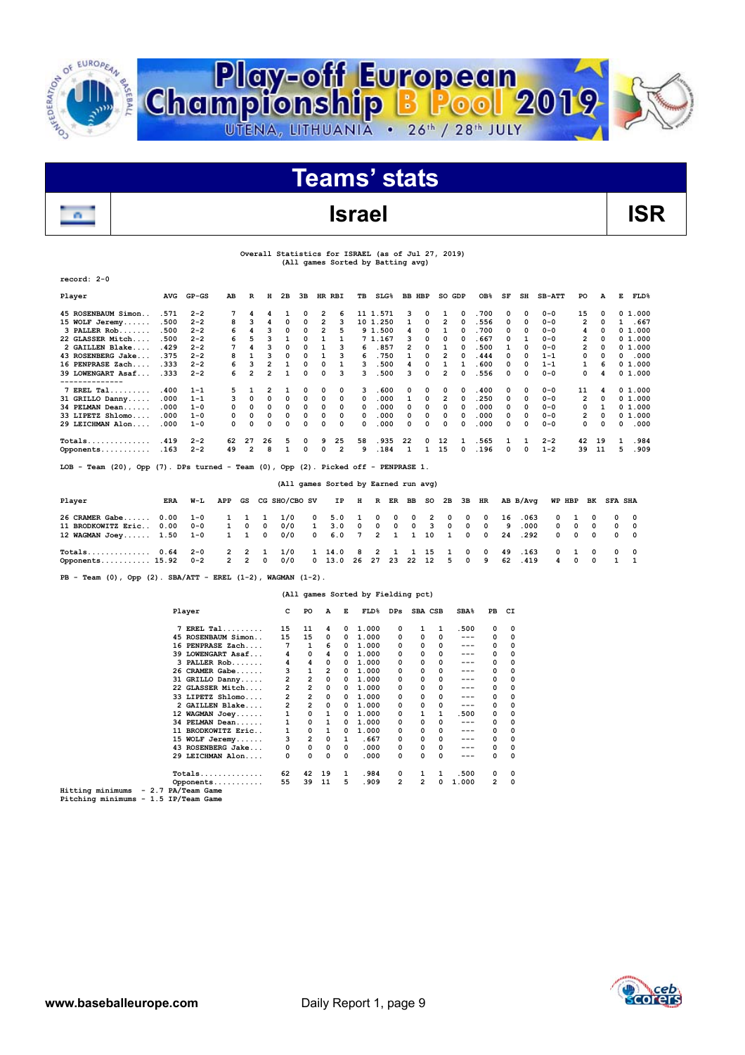# Play-off European Championship B Pool 2019

UTENA, LITHUANIA • 26th / 28th JULY

## Teams' stats

## Israel — ISR

Overall Statistics for ISRAEL (as of Jul 27, 2019)
(All games Sorted by Batting avg)

record: 2-0

| Player | AVG | GP-GS | AB | R | H | 2B | 3B | HR | RBI | TB | SLG% | BB | HBP | SO | GDP | OB% | SF | SH | SB-ATT | PO | A | E | FLD% |
|---|---|---|---|---|---|---|---|---|---|---|---|---|---|---|---|---|---|---|---|---|---|---|---|
| 45 ROSENBAUM Simon.. | .571 | 2-2 | 7 | 4 | 4 | 1 | 0 | 2 | 6 | 11 | 1.571 | 3 | 0 | 1 | 0 | .700 | 0 | 0 | 0-0 | 15 | 0 | 0 | 1.000 |
| 15 WOLF Jeremy...... | .500 | 2-2 | 8 | 3 | 4 | 0 | 0 | 2 | 3 | 10 | 1.250 | 1 | 0 | 2 | 0 | .556 | 0 | 0 | 0-0 | 2 | 0 | 1 | .667 |
| 3 PALLER Rob....... | .500 | 2-2 | 6 | 4 | 3 | 0 | 0 | 2 | 5 | 9 | 1.500 | 4 | 0 | 1 | 0 | .700 | 0 | 0 | 0-0 | 4 | 0 | 0 | 1.000 |
| 22 GLASSER Mitch.... | .500 | 2-2 | 6 | 5 | 3 | 1 | 0 | 1 | 1 | 7 | 1.167 | 3 | 0 | 0 | 0 | .667 | 0 | 1 | 0-0 | 2 | 0 | 0 | 1.000 |
| 2 GAILLEN Blake.... | .429 | 2-2 | 7 | 4 | 3 | 0 | 0 | 1 | 3 | 6 | .857 | 2 | 0 | 1 | 0 | .500 | 1 | 0 | 0-0 | 2 | 0 | 0 | 1.000 |
| 43 ROSENBERG Jake... | .375 | 2-2 | 8 | 1 | 3 | 0 | 0 | 1 | 3 | 6 | .750 | 1 | 0 | 2 | 0 | .444 | 0 | 0 | 1-1 | 0 | 0 | 0 | .000 |
| 16 PENPRASE Zach.... | .333 | 2-2 | 6 | 3 | 2 | 1 | 0 | 0 | 1 | 3 | .500 | 4 | 0 | 1 | 1 | .600 | 0 | 0 | 1-1 | 1 | 6 | 0 | 1.000 |
| 39 LOWENGART Asaf... | .333 | 2-2 | 6 | 2 | 2 | 1 | 0 | 0 | 3 | 3 | .500 | 3 | 0 | 2 | 0 | .556 | 0 | 0 | 0-0 | 0 | 4 | 0 | 1.000 |
| 7 EREL Tal......... | .400 | 1-1 | 5 | 1 | 2 | 1 | 0 | 0 | 0 | 3 | .600 | 0 | 0 | 0 | 0 | .400 | 0 | 0 | 0-0 | 11 | 4 | 0 | 1.000 |
| 31 GRILLO Danny..... | .000 | 1-1 | 3 | 0 | 0 | 0 | 0 | 0 | 0 | 0 | .000 | 1 | 0 | 2 | 0 | .250 | 0 | 0 | 0-0 | 2 | 0 | 0 | 1.000 |
| 34 PELMAN Dean...... | .000 | 1-0 | 0 | 0 | 0 | 0 | 0 | 0 | 0 | 0 | .000 | 0 | 0 | 0 | 0 | .000 | 0 | 0 | 0-0 | 0 | 1 | 0 | 1.000 |
| 33 LIPETZ Shlomo.... | .000 | 1-0 | 0 | 0 | 0 | 0 | 0 | 0 | 0 | 0 | .000 | 0 | 0 | 0 | 0 | .000 | 0 | 0 | 0-0 | 2 | 0 | 0 | 1.000 |
| 29 LEICHMAN Alon.... | .000 | 1-0 | 0 | 0 | 0 | 0 | 0 | 0 | 0 | 0 | .000 | 0 | 0 | 0 | 0 | .000 | 0 | 0 | 0-0 | 0 | 0 | 0 | .000 |
| Totals.............. | .419 | 2-2 | 62 | 27 | 26 | 5 | 0 | 9 | 25 | 58 | .935 | 22 | 0 | 12 | 1 | .565 | 1 | 1 | 2-2 | 42 | 19 | 1 | .984 |
| Opponents........... | .163 | 2-2 | 49 | 2 | 8 | 1 | 0 | 0 | 2 | 9 | .184 | 1 | 1 | 15 | 0 | .196 | 0 | 0 | 1-2 | 39 | 11 | 5 | .909 |

LOB - Team (20), Opp (7). DPs turned - Team (0), Opp (2). Picked off - PENPRASE 1.

(All games Sorted by Earned run avg)

| Player | ERA | W-L | APP | GS | CG | SHO/CBO | SV | IP | H | R | ER | BB | SO | 2B | 3B | HR | AB | B/Avg | WP | HBP | BK | SFA | SHA |
|---|---|---|---|---|---|---|---|---|---|---|---|---|---|---|---|---|---|---|---|---|---|---|---|
| 26 CRAMER Gabe...... | 0.00 | 1-0 | 1 | 1 | 1 | 1/0 | 0 | 5.0 | 1 | 0 | 0 | 0 | 2 | 0 | 0 | 0 | 16 | .063 | 0 | 1 | 0 | 0 | 0 |
| 11 BRODKOWITZ Eric.. | 0.00 | 0-0 | 1 | 0 | 0 | 0/0 | 1 | 3.0 | 0 | 0 | 0 | 0 | 3 | 0 | 0 | 0 | 9 | .000 | 0 | 0 | 0 | 0 | 0 |
| 12 WAGMAN Joey...... | 1.50 | 1-0 | 1 | 1 | 0 | 0/0 | 0 | 6.0 | 7 | 2 | 1 | 1 | 10 | 1 | 0 | 0 | 24 | .292 | 0 | 0 | 0 | 0 | 0 |
| Totals.............. | 0.64 | 2-0 | 2 | 2 | 1 | 1/0 | 1 | 14.0 | 8 | 2 | 1 | 1 | 15 | 1 | 0 | 0 | 49 | .163 | 0 | 1 | 0 | 0 | 0 |
| Opponents........... | 15.92 | 0-2 | 2 | 2 | 0 | 0/0 | 0 | 13.0 | 26 | 27 | 23 | 22 | 12 | 5 | 0 | 9 | 62 | .419 | 4 | 0 | 0 | 1 | 1 |

PB - Team (0), Opp (2). SBA/ATT - EREL (1-2), WAGMAN (1-2).

(All games Sorted by Fielding pct)

| Player | C | PO | A | E | FLD% | DPs | SBA | CSB | SBA% | PB | CI |
|---|---|---|---|---|---|---|---|---|---|---|---|
| 7 EREL Tal......... | 15 | 11 | 4 | 0 | 1.000 | 0 | 1 | 1 | .500 | 0 | 0 |
| 45 ROSENBAUM Simon.. | 15 | 15 | 0 | 0 | 1.000 | 0 | 0 | 0 | --- | 0 | 0 |
| 16 PENPRASE Zach.... | 7 | 1 | 6 | 0 | 1.000 | 0 | 0 | 0 | --- | 0 | 0 |
| 39 LOWENGART Asaf... | 4 | 0 | 4 | 0 | 1.000 | 0 | 0 | 0 | --- | 0 | 0 |
| 3 PALLER Rob....... | 4 | 4 | 0 | 0 | 1.000 | 0 | 0 | 0 | --- | 0 | 0 |
| 26 CRAMER Gabe...... | 3 | 1 | 2 | 0 | 1.000 | 0 | 0 | 0 | --- | 0 | 0 |
| 31 GRILLO Danny..... | 2 | 2 | 0 | 0 | 1.000 | 0 | 0 | 0 | --- | 0 | 0 |
| 22 GLASSER Mitch.... | 2 | 2 | 0 | 0 | 1.000 | 0 | 0 | 0 | --- | 0 | 0 |
| 33 LIPETZ Shlomo.... | 2 | 2 | 0 | 0 | 1.000 | 0 | 0 | 0 | --- | 0 | 0 |
| 2 GAILLEN Blake.... | 2 | 2 | 0 | 0 | 1.000 | 0 | 0 | 0 | --- | 0 | 0 |
| 12 WAGMAN Joey...... | 1 | 0 | 1 | 0 | 1.000 | 0 | 1 | 1 | .500 | 0 | 0 |
| 34 PELMAN Dean...... | 1 | 0 | 1 | 0 | 1.000 | 0 | 0 | 0 | --- | 0 | 0 |
| 11 BRODKOWITZ Eric.. | 1 | 0 | 1 | 0 | 1.000 | 0 | 0 | 0 | --- | 0 | 0 |
| 15 WOLF Jeremy...... | 3 | 2 | 0 | 1 | .667 | 0 | 0 | 0 | --- | 0 | 0 |
| 43 ROSENBERG Jake... | 0 | 0 | 0 | 0 | .000 | 0 | 0 | 0 | --- | 0 | 0 |
| 29 LEICHMAN Alon.... | 0 | 0 | 0 | 0 | .000 | 0 | 0 | 0 | --- | 0 | 0 |
| Totals.............. | 62 | 42 | 19 | 1 | .984 | 0 | 1 | 1 | .500 | 0 | 0 |
| Opponents........... | 55 | 39 | 11 | 5 | .909 | 2 | 2 | 0 | 1.000 | 2 | 0 |

Hitting minimums - 2.7 PA/Team Game
Pitching minimums - 1.5 IP/Team Game

www.baseballeurope.com — Daily Report 1, page 9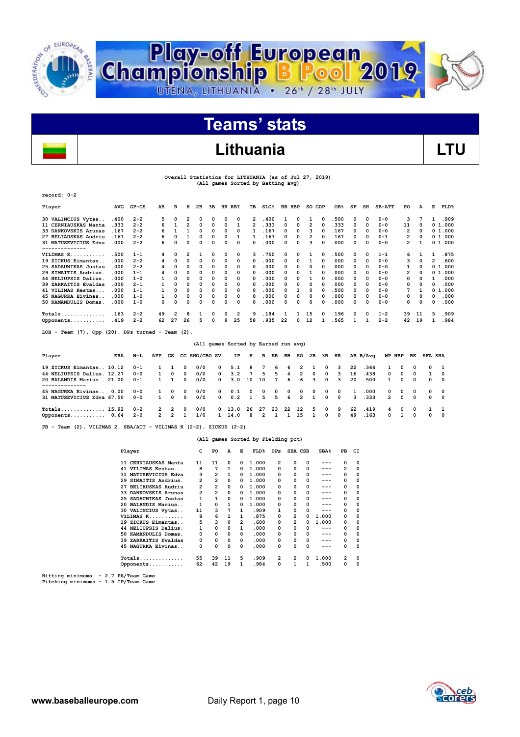# Play-off European Championship B Pool 2019

UTENA, LITHUANIA • 26th / 28th JULY

## Teams' stats

## Lithuania — LTU

Overall Statistics for LITHUANIA (as of Jul 27, 2019)
(All games Sorted by Batting avg)

record: 0-2

| Player | AVG | GP-GS | AB | R | H | 2B | 3B | HR | RBI | TB | SLG% | BB | HBP | SO | GDP | OB% | SF | SH | SB-ATT | PO | A | E | FLD% |
|---|---|---|---|---|---|---|---|---|---|---|---|---|---|---|---|---|---|---|---|---|---|---|---|
| 30 VALINCIUS Vytas.. | .400 | 2-2 | 5 | 0 | 2 | 0 | 0 | 0 | 0 | 2 | .400 | 1 | 0 | 1 | 0 | .500 | 0 | 0 | 0-0 | 3 | 7 | 1 | .909 |
| 11 CERNIAUSKAS Manta | .333 | 2-2 | 6 | 1 | 2 | 0 | 0 | 0 | 1 | 2 | .333 | 0 | 0 | 2 | 0 | .333 | 0 | 0 | 0-0 | 11 | 0 | 0 | 1.000 |
| 33 DANKOVSKIS Arunas | .167 | 2-2 | 6 | 1 | 1 | 0 | 0 | 0 | 0 | 1 | .167 | 0 | 0 | 3 | 0 | .167 | 0 | 0 | 0-0 | 2 | 0 | 0 | 1.000 |
| 27 BELIAUSKAS Audriu | .167 | 2-2 | 6 | 0 | 1 | 0 | 0 | 0 | 1 | 1 | .167 | 0 | 0 | 2 | 0 | .167 | 0 | 0 | 0-1 | 2 | 0 | 0 | 1.000 |
| 31 MATUSEVICIUS Edva | .000 | 2-2 | 6 | 0 | 0 | 0 | 0 | 0 | 0 | 0 | .000 | 0 | 0 | 3 | 0 | .000 | 0 | 0 | 0-0 | 2 | 1 | 0 | 1.000 |
| VILIMAS K........... | .500 | 1-1 | 4 | 0 | 2 | 1 | 0 | 0 | 0 | 3 | .750 | 0 | 0 | 1 | 0 | .500 | 0 | 0 | 1-1 | 6 | 1 | 1 | .875 |
| 19 ZICKUS Eimantas.. | .000 | 2-2 | 4 | 0 | 0 | 0 | 0 | 0 | 0 | 0 | .000 | 0 | 0 | 1 | 0 | .000 | 0 | 0 | 0-0 | 3 | 0 | 2 | .600 |
| 25 SADAUNIKAS Justas | .000 | 2-2 | 4 | 0 | 0 | 0 | 0 | 0 | 0 | 0 | .000 | 0 | 0 | 0 | 0 | .000 | 0 | 0 | 0-0 | 1 | 0 | 0 | 1.000 |
| 29 SIMAITIS Andrius. | .000 | 1-1 | 4 | 0 | 0 | 0 | 0 | 0 | 0 | 0 | .000 | 0 | 0 | 1 | 0 | .000 | 0 | 0 | 0-0 | 2 | 0 | 0 | 1.000 |
| 44 NELIUPSIS Dalius. | .000 | 1-0 | 1 | 0 | 0 | 0 | 0 | 0 | 0 | 0 | .000 | 0 | 0 | 1 | 0 | .000 | 0 | 0 | 0-0 | 0 | 0 | 1 | .000 |
| 39 ZARKAITIS Evaldas | .000 | 2-1 | 1 | 0 | 0 | 0 | 0 | 0 | 0 | 0 | .000 | 0 | 0 | 0 | 0 | .000 | 0 | 0 | 0-0 | 0 | 0 | 0 | .000 |
| 41 VILIMAS Kestas... | .000 | 1-1 | 1 | 0 | 0 | 0 | 0 | 0 | 0 | 0 | .000 | 0 | 1 | 0 | 0 | .500 | 0 | 0 | 0-0 | 7 | 1 | 0 | 1.000 |
| 45 NAGURKA Eivinas.. | .000 | 1-0 | 1 | 0 | 0 | 0 | 0 | 0 | 0 | 0 | .000 | 0 | 0 | 0 | 0 | .000 | 0 | 0 | 0-0 | 0 | 0 | 0 | .000 |
| 50 KAMANDULIS Domas. | .000 | 1-0 | 0 | 0 | 0 | 0 | 0 | 0 | 0 | 0 | .000 | 0 | 0 | 0 | 0 | .000 | 0 | 0 | 0-0 | 0 | 0 | 0 | .000 |
| Totals.............. | .163 | 2-2 | 49 | 2 | 8 | 1 | 0 | 0 | 2 | 9 | .184 | 1 | 1 | 15 | 0 | .196 | 0 | 0 | 1-2 | 39 | 11 | 5 | .909 |
| Opponents........... | .419 | 2-2 | 62 | 27 | 26 | 5 | 0 | 9 | 25 | 58 | .935 | 22 | 0 | 12 | 1 | .565 | 1 | 1 | 2-2 | 42 | 19 | 1 | .984 |

LOB - Team (7), Opp (20). DPs turned - Team (2).

(All games Sorted by Earned run avg)

| Player | ERA | W-L | APP | GS | CG | SHO/CBO | SV | IP | H | R | ER | BB | SO | 2B | 3B | HR | AB | B/Avg | WP | HBP | BK | SFA | SHA |
|---|---|---|---|---|---|---|---|---|---|---|---|---|---|---|---|---|---|---|---|---|---|---|---|
| 19 ZICKUS Eimantas.. | 10.12 | 0-1 | 1 | 1 | 0 | 0/0 | 0 | 5.1 | 8 | 7 | 6 | 6 | 2 | 1 | 0 | 3 | 22 | .364 | 1 | 0 | 0 | 0 | 1 |
| 44 NELIUPSIS Dalius. | 12.27 | 0-0 | 1 | 0 | 0 | 0/0 | 0 | 3.2 | 7 | 5 | 5 | 4 | 2 | 0 | 0 | 3 | 16 | .438 | 0 | 0 | 0 | 1 | 0 |
| 20 BALANDIS Marius.. | 21.00 | 0-1 | 1 | 1 | 0 | 0/0 | 0 | 3.0 | 10 | 10 | 7 | 6 | 6 | 3 | 0 | 3 | 20 | .500 | 1 | 0 | 0 | 0 | 0 |
| 45 NAGURKA Eivinas.. | 0.00 | 0-0 | 1 | 0 | 0 | 0/0 | 0 | 0.1 | 0 | 0 | 0 | 0 | 0 | 0 | 0 | 0 | 1 | .000 | 0 | 0 | 0 | 0 | 0 |
| 31 MATUSEVICIUS Edva | 67.50 | 0-0 | 1 | 0 | 0 | 0/0 | 0 | 0.2 | 1 | 5 | 5 | 6 | 2 | 1 | 0 | 0 | 3 | .333 | 2 | 0 | 0 | 0 | 0 |
| Totals.............. | 15.92 | 0-2 | 2 | 2 | 0 | 0/0 | 0 | 13.0 | 26 | 27 | 23 | 22 | 12 | 5 | 0 | 9 | 62 | .419 | 4 | 0 | 0 | 1 | 1 |
| Opponents........... | 0.64 | 2-0 | 2 | 2 | 1 | 1/0 | 1 | 14.0 | 8 | 2 | 1 | 1 | 15 | 1 | 0 | 0 | 49 | .163 | 0 | 1 | 0 | 0 | 0 |

PB - Team (2), VILIMAS 2. SBA/ATT - VILIMAS K (2-2), ZICKUS (2-2).

(All games Sorted by Fielding pct)

| Player | C | PO | A | E | FLD% | DPs | SBA | CSB | SBA% | PB | CI |
|---|---|---|---|---|---|---|---|---|---|---|---|
| 11 CERNIAUSKAS Manta | 11 | 11 | 0 | 0 | 1.000 | 2 | 0 | 0 | --- | 0 | 0 |
| 41 VILIMAS Kestas... | 8 | 7 | 1 | 0 | 1.000 | 0 | 0 | 0 | --- | 2 | 0 |
| 31 MATUSEVICIUS Edva | 3 | 2 | 1 | 0 | 1.000 | 0 | 0 | 0 | --- | 0 | 0 |
| 29 SIMAITIS Andrius. | 2 | 2 | 0 | 0 | 1.000 | 0 | 0 | 0 | --- | 0 | 0 |
| 27 BELIAUSKAS Audriu | 2 | 2 | 0 | 0 | 1.000 | 0 | 0 | 0 | --- | 0 | 0 |
| 33 DANKOVSKIS Arunas | 2 | 2 | 0 | 0 | 1.000 | 0 | 0 | 0 | --- | 0 | 0 |
| 25 SADAUNIKAS Justas | 1 | 1 | 0 | 0 | 1.000 | 0 | 0 | 0 | --- | 0 | 0 |
| 20 BALANDIS Marius.. | 1 | 0 | 1 | 0 | 1.000 | 0 | 0 | 0 | --- | 0 | 0 |
| 30 VALINCIUS Vytas.. | 11 | 3 | 7 | 1 | .909 | 1 | 0 | 0 | --- | 0 | 0 |
| VILIMAS K........... | 8 | 6 | 1 | 1 | .875 | 0 | 2 | 0 | 1.000 | 0 | 0 |
| 19 ZICKUS Eimantas.. | 5 | 3 | 0 | 2 | .600 | 0 | 2 | 0 | 1.000 | 0 | 0 |
| 44 NELIUPSIS Dalius. | 1 | 0 | 0 | 1 | .000 | 0 | 0 | 0 | --- | 0 | 0 |
| 50 KAMANDULIS Domas. | 0 | 0 | 0 | 0 | .000 | 0 | 0 | 0 | --- | 0 | 0 |
| 39 ZARKAITIS Evaldas | 0 | 0 | 0 | 0 | .000 | 0 | 0 | 0 | --- | 0 | 0 |
| 45 NAGURKA Eivinas.. | 0 | 0 | 0 | 0 | .000 | 0 | 0 | 0 | --- | 0 | 0 |
| Totals.............. | 55 | 39 | 11 | 5 | .909 | 2 | 2 | 0 | 1.000 | 2 | 0 |
| Opponents........... | 62 | 42 | 19 | 1 | .984 | 0 | 1 | 1 | .500 | 0 | 0 |

Hitting minimums - 2.7 PA/Team Game
Pitching minimums - 1.5 IP/Team Game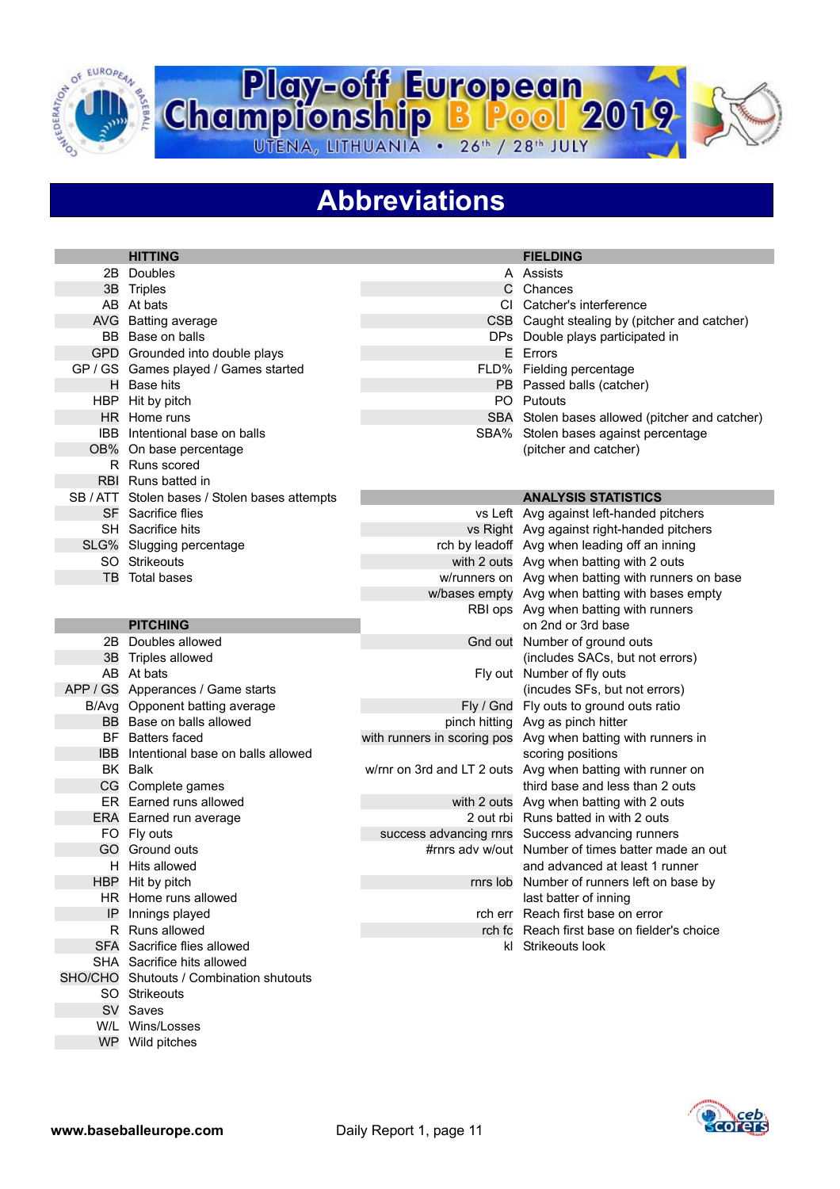# Play-off European Championship B Pool 2019

UTENA, LITHUANIA • 26th / 28th JULY

## Abbreviations

| | HITTING |
|---|---|
| 2B | Doubles |
| 3B | Triples |
| AB | At bats |
| AVG | Batting average |
| BB | Base on balls |
| GPD | Grounded into double plays |
| GP / GS | Games played / Games started |
| H | Base hits |
| HBP | Hit by pitch |
| HR | Home runs |
| IBB | Intentional base on balls |
| OB% | On base percentage |
| R | Runs scored |
| RBI | Runs batted in |
| SB / ATT | Stolen bases / Stolen bases attempts |
| SF | Sacrifice flies |
| SH | Sacrifice hits |
| SLG% | Slugging percentage |
| SO | Strikeouts |
| TB | Total bases |

| | PITCHING |
|---|---|
| 2B | Doubles allowed |
| 3B | Triples allowed |
| AB | At bats |
| APP / GS | Apperances / Game starts |
| B/Avg | Opponent batting average |
| BB | Base on balls allowed |
| BF | Batters faced |
| IBB | Intentional base on balls allowed |
| BK | Balk |
| CG | Complete games |
| ER | Earned runs allowed |
| ERA | Earned run average |
| FO | Fly outs |
| GO | Ground outs |
| H | Hits allowed |
| HBP | Hit by pitch |
| HR | Home runs allowed |
| IP | Innings played |
| R | Runs allowed |
| SFA | Sacrifice flies allowed |
| SHA | Sacrifice hits allowed |
| SHO/CHO | Shutouts / Combination shutouts |
| SO | Strikeouts |
| SV | Saves |
| W/L | Wins/Losses |
| WP | Wild pitches |

| | FIELDING |
|---|---|
| A | Assists |
| C | Chances |
| CI | Catcher's interference |
| CSB | Caught stealing by (pitcher and catcher) |
| DPs | Double plays participated in |
| E | Errors |
| FLD% | Fielding percentage |
| PB | Passed balls (catcher) |
| PO | Putouts |
| SBA | Stolen bases allowed (pitcher and catcher) |
| SBA% | Stolen bases against percentage (pitcher and catcher) |

| | ANALYSIS STATISTICS |
|---|---|
| vs Left | Avg against left-handed pitchers |
| vs Right | Avg against right-handed pitchers |
| rch by leadoff | Avg when leading off an inning |
| with 2 outs | Avg when batting with 2 outs |
| w/runners on | Avg when batting with runners on base |
| w/bases empty | Avg when batting with bases empty |
| RBI ops | Avg when batting with runners on 2nd or 3rd base |
| Gnd out | Number of ground outs (includes SACs, but not errors) |
| Fly out | Number of fly outs (incudes SFs, but not errors) |
| Fly / Gnd | Fly outs to ground outs ratio |
| pinch hitting | Avg as pinch hitter |
| with runners in scoring pos | Avg when batting with runners in scoring positions |
| w/rnr on 3rd and LT 2 outs | Avg when batting with runner on third base and less than 2 outs |
| with 2 outs | Avg when batting with 2 outs |
| 2 out rbi | Runs batted in with 2 outs |
| success advancing rnrs | Success advancing runners |
| #rnrs adv w/out | Number of times batter made an out and advanced at least 1 runner |
| rnrs lob | Number of runners left on base by last batter of inning |
| rch err | Reach first base on error |
| rch fc | Reach first base on fielder's choice |
| kl | Strikeouts look |

www.baseballeurope.com Daily Report 1, page 11